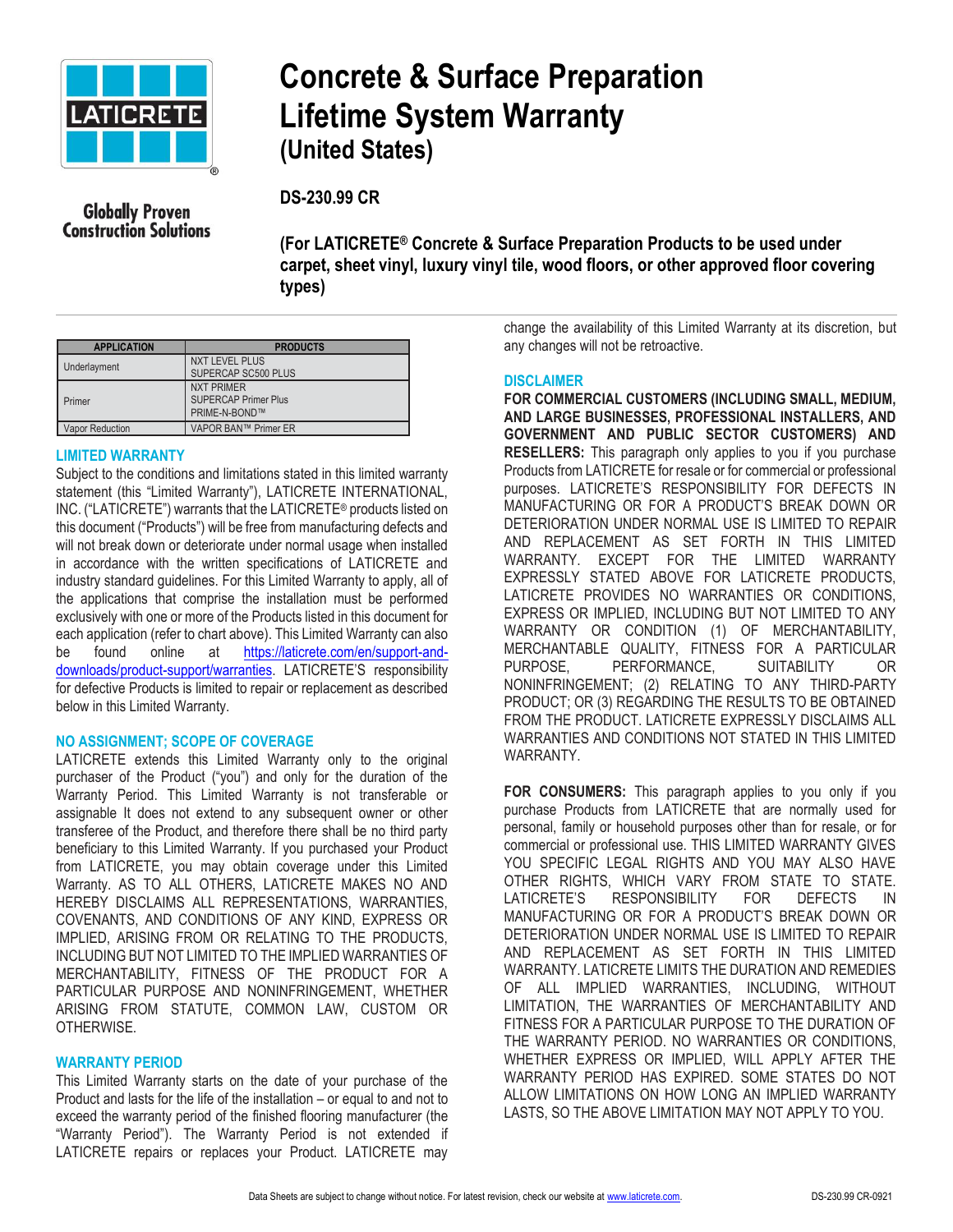# Concrete & Surface Preparation Lifetime System Warranty (United States)

Globally Proven Construction Solutions

**DS-230.99 CR**

**(For LATICRETE® Concrete & Surface Preparation Products to be used under carpet, sheet vinyl, luxury vinyl tile, wood floors, or other approved floor covering types)**

| APPLICATION | PRODUCTS |
|---|---|
| Underlayment | NXT LEVEL PLUS<br>SUPERCAP SC500 PLUS |
| Primer | NXT PRIMER<br>SUPERCAP Primer Plus<br>PRIME-N-BOND™ |
| Vapor Reduction | VAPOR BAN™ Primer ER |

## LIMITED WARRANTY

Subject to the conditions and limitations stated in this limited warranty statement (this "Limited Warranty"), LATICRETE INTERNATIONAL, INC. ("LATICRETE") warrants that the LATICRETE® products listed on this document ("Products") will be free from manufacturing defects and will not break down or deteriorate under normal usage when installed in accordance with the written specifications of LATICRETE and industry standard guidelines. For this Limited Warranty to apply, all of the applications that comprise the installation must be performed exclusively with one or more of the Products listed in this document for each application (refer to chart above). This Limited Warranty can also be found online at https://laticrete.com/en/support-and-downloads/product-support/warranties. LATICRETE'S responsibility for defective Products is limited to repair or replacement as described below in this Limited Warranty.

## NO ASSIGNMENT; SCOPE OF COVERAGE

LATICRETE extends this Limited Warranty only to the original purchaser of the Product ("you") and only for the duration of the Warranty Period. This Limited Warranty is not transferable or assignable It does not extend to any subsequent owner or other transferee of the Product, and therefore there shall be no third party beneficiary to this Limited Warranty. If you purchased your Product from LATICRETE, you may obtain coverage under this Limited Warranty. AS TO ALL OTHERS, LATICRETE MAKES NO AND HEREBY DISCLAIMS ALL REPRESENTATIONS, WARRANTIES, COVENANTS, AND CONDITIONS OF ANY KIND, EXPRESS OR IMPLIED, ARISING FROM OR RELATING TO THE PRODUCTS, INCLUDING BUT NOT LIMITED TO THE IMPLIED WARRANTIES OF MERCHANTABILITY, FITNESS OF THE PRODUCT FOR A PARTICULAR PURPOSE AND NONINFRINGEMENT, WHETHER ARISING FROM STATUTE, COMMON LAW, CUSTOM OR OTHERWISE.

## WARRANTY PERIOD

This Limited Warranty starts on the date of your purchase of the Product and lasts for the life of the installation – or equal to and not to exceed the warranty period of the finished flooring manufacturer (the "Warranty Period"). The Warranty Period is not extended if LATICRETE repairs or replaces your Product. LATICRETE may change the availability of this Limited Warranty at its discretion, but any changes will not be retroactive.

## DISCLAIMER

**FOR COMMERCIAL CUSTOMERS (INCLUDING SMALL, MEDIUM, AND LARGE BUSINESSES, PROFESSIONAL INSTALLERS, AND GOVERNMENT AND PUBLIC SECTOR CUSTOMERS) AND RESELLERS:** This paragraph only applies to you if you purchase Products from LATICRETE for resale or for commercial or professional purposes. LATICRETE'S RESPONSIBILITY FOR DEFECTS IN MANUFACTURING OR FOR A PRODUCT'S BREAK DOWN OR DETERIORATION UNDER NORMAL USE IS LIMITED TO REPAIR AND REPLACEMENT AS SET FORTH IN THIS LIMITED WARRANTY. EXCEPT FOR THE LIMITED WARRANTY EXPRESSLY STATED ABOVE FOR LATICRETE PRODUCTS, LATICRETE PROVIDES NO WARRANTIES OR CONDITIONS, EXPRESS OR IMPLIED, INCLUDING BUT NOT LIMITED TO ANY WARRANTY OR CONDITION (1) OF MERCHANTABILITY, MERCHANTABLE QUALITY, FITNESS FOR A PARTICULAR PURPOSE, PERFORMANCE, SUITABILITY OR NONINFRINGEMENT; (2) RELATING TO ANY THIRD-PARTY PRODUCT; OR (3) REGARDING THE RESULTS TO BE OBTAINED FROM THE PRODUCT. LATICRETE EXPRESSLY DISCLAIMS ALL WARRANTIES AND CONDITIONS NOT STATED IN THIS LIMITED WARRANTY.

**FOR CONSUMERS:** This paragraph applies to you only if you purchase Products from LATICRETE that are normally used for personal, family or household purposes other than for resale, or for commercial or professional use. THIS LIMITED WARRANTY GIVES YOU SPECIFIC LEGAL RIGHTS AND YOU MAY ALSO HAVE OTHER RIGHTS, WHICH VARY FROM STATE TO STATE. LATICRETE'S RESPONSIBILITY FOR DEFECTS IN MANUFACTURING OR FOR A PRODUCT'S BREAK DOWN OR DETERIORATION UNDER NORMAL USE IS LIMITED TO REPAIR AND REPLACEMENT AS SET FORTH IN THIS LIMITED WARRANTY. LATICRETE LIMITS THE DURATION AND REMEDIES OF ALL IMPLIED WARRANTIES, INCLUDING, WITHOUT LIMITATION, THE WARRANTIES OF MERCHANTABILITY AND FITNESS FOR A PARTICULAR PURPOSE TO THE DURATION OF THE WARRANTY PERIOD. NO WARRANTIES OR CONDITIONS, WHETHER EXPRESS OR IMPLIED, WILL APPLY AFTER THE WARRANTY PERIOD HAS EXPIRED. SOME STATES DO NOT ALLOW LIMITATIONS ON HOW LONG AN IMPLIED WARRANTY LASTS, SO THE ABOVE LIMITATION MAY NOT APPLY TO YOU.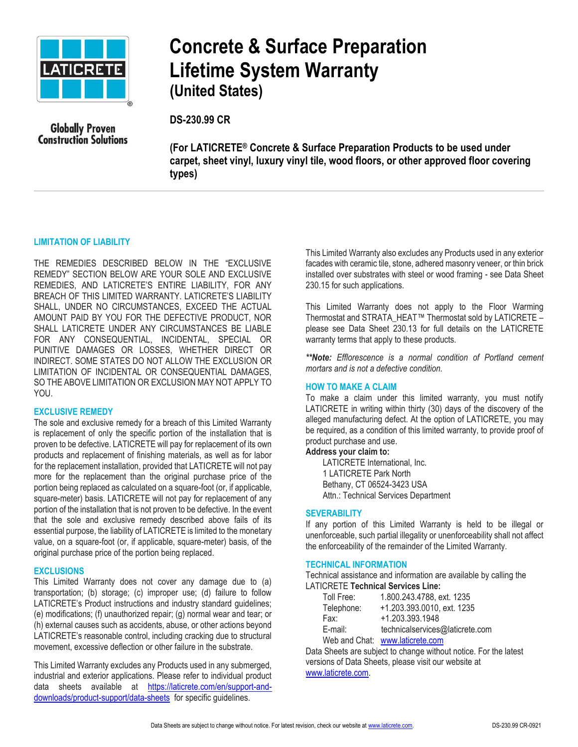# Concrete & Surface Preparation Lifetime System Warranty (United States)

Globally Proven Construction Solutions

**DS-230.99 CR**

**(For LATICRETE® Concrete & Surface Preparation Products to be used under carpet, sheet vinyl, luxury vinyl tile, wood floors, or other approved floor covering types)**

## LIMITATION OF LIABILITY

THE REMEDIES DESCRIBED BELOW IN THE "EXCLUSIVE REMEDY" SECTION BELOW ARE YOUR SOLE AND EXCLUSIVE REMEDIES, AND LATICRETE'S ENTIRE LIABILITY, FOR ANY BREACH OF THIS LIMITED WARRANTY. LATICRETE'S LIABILITY SHALL, UNDER NO CIRCUMSTANCES, EXCEED THE ACTUAL AMOUNT PAID BY YOU FOR THE DEFECTIVE PRODUCT, NOR SHALL LATICRETE UNDER ANY CIRCUMSTANCES BE LIABLE FOR ANY CONSEQUENTIAL, INCIDENTAL, SPECIAL OR PUNITIVE DAMAGES OR LOSSES, WHETHER DIRECT OR INDIRECT. SOME STATES DO NOT ALLOW THE EXCLUSION OR LIMITATION OF INCIDENTAL OR CONSEQUENTIAL DAMAGES, SO THE ABOVE LIMITATION OR EXCLUSION MAY NOT APPLY TO YOU.

## EXCLUSIVE REMEDY

The sole and exclusive remedy for a breach of this Limited Warranty is replacement of only the specific portion of the installation that is proven to be defective. LATICRETE will pay for replacement of its own products and replacement of finishing materials, as well as for labor for the replacement installation, provided that LATICRETE will not pay more for the replacement than the original purchase price of the portion being replaced as calculated on a square-foot (or, if applicable, square-meter) basis. LATICRETE will not pay for replacement of any portion of the installation that is not proven to be defective. In the event that the sole and exclusive remedy described above fails of its essential purpose, the liability of LATICRETE is limited to the monetary value, on a square-foot (or, if applicable, square-meter) basis, of the original purchase price of the portion being replaced.

## EXCLUSIONS

This Limited Warranty does not cover any damage due to (a) transportation; (b) storage; (c) improper use; (d) failure to follow LATICRETE's Product instructions and industry standard guidelines; (e) modifications; (f) unauthorized repair; (g) normal wear and tear; or (h) external causes such as accidents, abuse, or other actions beyond LATICRETE's reasonable control, including cracking due to structural movement, excessive deflection or other failure in the substrate.

This Limited Warranty excludes any Products used in any submerged, industrial and exterior applications. Please refer to individual product data sheets available at https://laticrete.com/en/support-and-downloads/product-support/data-sheets for specific guidelines.

This Limited Warranty also excludes any Products used in any exterior facades with ceramic tile, stone, adhered masonry veneer, or thin brick installed over substrates with steel or wood framing - see Data Sheet 230.15 for such applications.

This Limited Warranty does not apply to the Floor Warming Thermostat and STRATA_HEAT™ Thermostat sold by LATICRETE – please see Data Sheet 230.13 for full details on the LATICRETE warranty terms that apply to these products.

***\*\*Note:*** *Efflorescence is a normal condition of Portland cement mortars and is not a defective condition.*

## HOW TO MAKE A CLAIM

To make a claim under this limited warranty, you must notify LATICRETE in writing within thirty (30) days of the discovery of the alleged manufacturing defect. At the option of LATICRETE, you may be required, as a condition of this limited warranty, to provide proof of product purchase and use.

**Address your claim to:**

LATICRETE International, Inc.
1 LATICRETE Park North
Bethany, CT 06524-3423 USA
Attn.: Technical Services Department

## SEVERABILITY

If any portion of this Limited Warranty is held to be illegal or unenforceable, such partial illegality or unenforceability shall not affect the enforceability of the remainder of the Limited Warranty.

## TECHNICAL INFORMATION

Technical assistance and information are available by calling the LATICRETE **Technical Services Line:**

| | |
|---|---|
| Toll Free: | 1.800.243.4788, ext. 1235 |
| Telephone: | +1.203.393.0010, ext. 1235 |
| Fax: | +1.203.393.1948 |
| E-mail: | technicalservices@laticrete.com |
| Web and Chat: | www.laticrete.com |

Data Sheets are subject to change without notice. For the latest versions of Data Sheets, please visit our website at www.laticrete.com.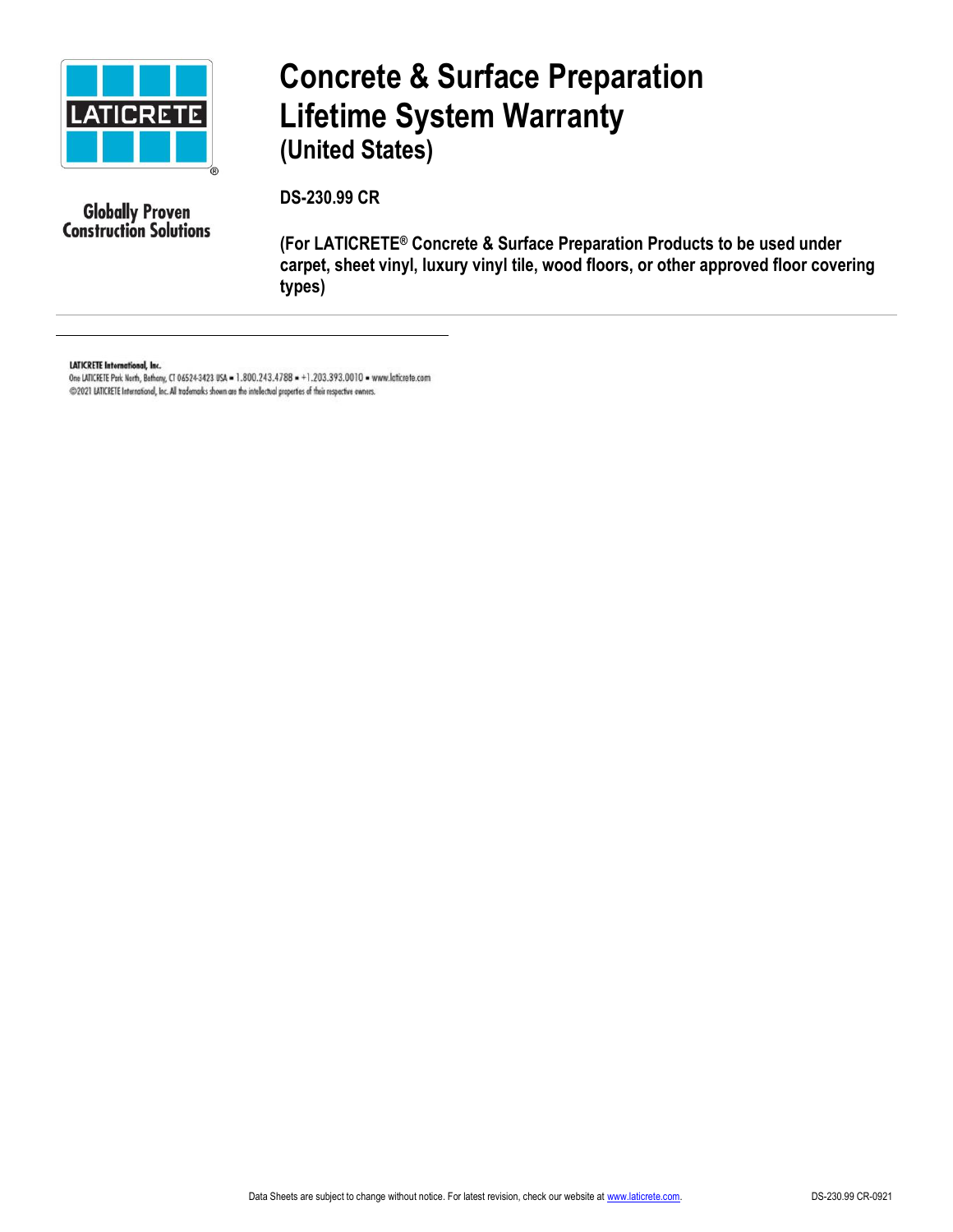Globally Proven Construction Solutions

# Concrete & Surface Preparation Lifetime System Warranty

## (United States)

**DS-230.99 CR**

**(For LATICRETE® Concrete & Surface Preparation Products to be used under carpet, sheet vinyl, luxury vinyl tile, wood floors, or other approved floor covering types)**

---

**LATICRETE International, Inc.**
One LATICRETE Park North, Bethany, CT 06524-3423 USA • 1.800.243.4788 • +1.203.393.0010 • www.laticrete.com
©2021 LATICRETE International, Inc. All trademarks shown are the intellectual properties of their respective owners.

Data Sheets are subject to change without notice. For latest revision, check our website at www.laticrete.com.

DS-230.99 CR-0921